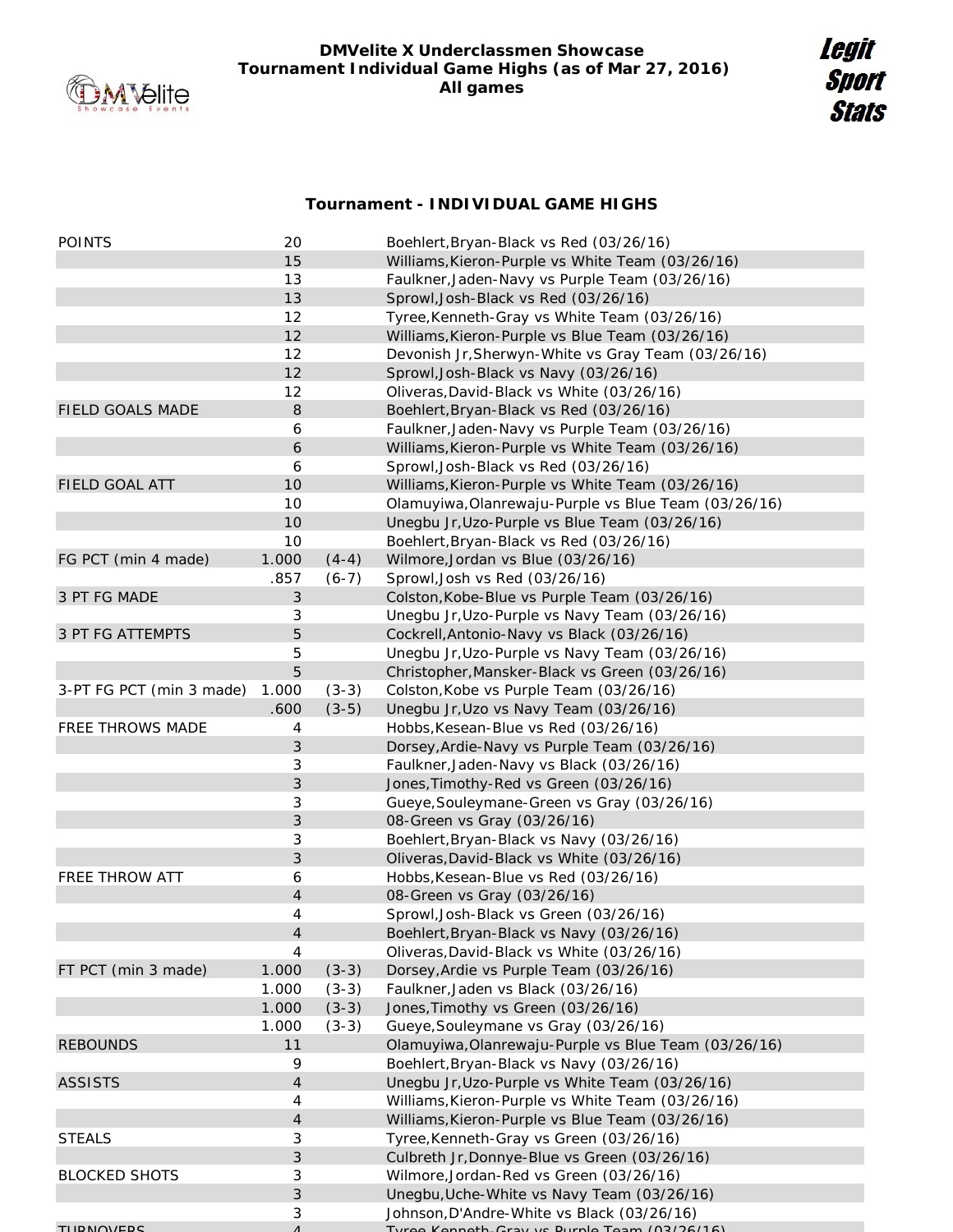# DMVelite X Underclassmen Showcase
# Tournament Individual Game Highs (as of Mar 27, 2016)
# All games

Legit Sport Stats

## Tournament - INDIVIDUAL GAME HIGHS

| | | | |
|---|---|---|---|
| POINTS | 20 | | Boehlert,Bryan-Black vs Red (03/26/16) |
| | 15 | | Williams,Kieron-Purple vs White Team (03/26/16) |
| | 13 | | Faulkner,Jaden-Navy vs Purple Team (03/26/16) |
| | 13 | | Sprowl,Josh-Black vs Red (03/26/16) |
| | 12 | | Tyree,Kenneth-Gray vs White Team (03/26/16) |
| | 12 | | Williams,Kieron-Purple vs Blue Team (03/26/16) |
| | 12 | | Devonish Jr,Sherwyn-White vs Gray Team (03/26/16) |
| | 12 | | Sprowl,Josh-Black vs Navy (03/26/16) |
| | 12 | | Oliveras,David-Black vs White (03/26/16) |
| FIELD GOALS MADE | 8 | | Boehlert,Bryan-Black vs Red (03/26/16) |
| | 6 | | Faulkner,Jaden-Navy vs Purple Team (03/26/16) |
| | 6 | | Williams,Kieron-Purple vs White Team (03/26/16) |
| | 6 | | Sprowl,Josh-Black vs Red (03/26/16) |
| FIELD GOAL ATT | 10 | | Williams,Kieron-Purple vs White Team (03/26/16) |
| | 10 | | Olamuyiwa,Olanrewaju-Purple vs Blue Team (03/26/16) |
| | 10 | | Unegbu Jr,Uzo-Purple vs Blue Team (03/26/16) |
| | 10 | | Boehlert,Bryan-Black vs Red (03/26/16) |
| FG PCT (min 4 made) | 1.000 | (4-4) | Wilmore,Jordan vs Blue (03/26/16) |
| | .857 | (6-7) | Sprowl,Josh vs Red (03/26/16) |
| 3 PT FG MADE | 3 | | Colston,Kobe-Blue vs Purple Team (03/26/16) |
| | 3 | | Unegbu Jr,Uzo-Purple vs Navy Team (03/26/16) |
| 3 PT FG ATTEMPTS | 5 | | Cockrell,Antonio-Navy vs Black (03/26/16) |
| | 5 | | Unegbu Jr,Uzo-Purple vs Navy Team (03/26/16) |
| | 5 | | Christopher,Mansker-Black vs Green (03/26/16) |
| 3-PT FG PCT (min 3 made) | 1.000 | (3-3) | Colston,Kobe vs Purple Team (03/26/16) |
| | .600 | (3-5) | Unegbu Jr,Uzo vs Navy Team (03/26/16) |
| FREE THROWS MADE | 4 | | Hobbs,Kesean-Blue vs Red (03/26/16) |
| | 3 | | Dorsey,Ardie-Navy vs Purple Team (03/26/16) |
| | 3 | | Faulkner,Jaden-Navy vs Black (03/26/16) |
| | 3 | | Jones,Timothy-Red vs Green (03/26/16) |
| | 3 | | Gueye,Souleymane-Green vs Gray (03/26/16) |
| | 3 | | 08-Green vs Gray (03/26/16) |
| | 3 | | Boehlert,Bryan-Black vs Navy (03/26/16) |
| | 3 | | Oliveras,David-Black vs White (03/26/16) |
| FREE THROW ATT | 6 | | Hobbs,Kesean-Blue vs Red (03/26/16) |
| | 4 | | 08-Green vs Gray (03/26/16) |
| | 4 | | Sprowl,Josh-Black vs Green (03/26/16) |
| | 4 | | Boehlert,Bryan-Black vs Navy (03/26/16) |
| | 4 | | Oliveras,David-Black vs White (03/26/16) |
| FT PCT (min 3 made) | 1.000 | (3-3) | Dorsey,Ardie vs Purple Team (03/26/16) |
| | 1.000 | (3-3) | Faulkner,Jaden vs Black (03/26/16) |
| | 1.000 | (3-3) | Jones,Timothy vs Green (03/26/16) |
| | 1.000 | (3-3) | Gueye,Souleymane vs Gray (03/26/16) |
| REBOUNDS | 11 | | Olamuyiwa,Olanrewaju-Purple vs Blue Team (03/26/16) |
| | 9 | | Boehlert,Bryan-Black vs Navy (03/26/16) |
| ASSISTS | 4 | | Unegbu Jr,Uzo-Purple vs White Team (03/26/16) |
| | 4 | | Williams,Kieron-Purple vs White Team (03/26/16) |
| | 4 | | Williams,Kieron-Purple vs Blue Team (03/26/16) |
| STEALS | 3 | | Tyree,Kenneth-Gray vs Green (03/26/16) |
| | 3 | | Culbreth Jr,Donnye-Blue vs Green (03/26/16) |
| BLOCKED SHOTS | 3 | | Wilmore,Jordan-Red vs Green (03/26/16) |
| | 3 | | Unegbu,Uche-White vs Navy Team (03/26/16) |
| | 3 | | Johnson,D'Andre-White vs Black (03/26/16) |
| TURNOVERS | 4 | | Tyree,Kenneth-Gray vs Purple Team (03/26/16) |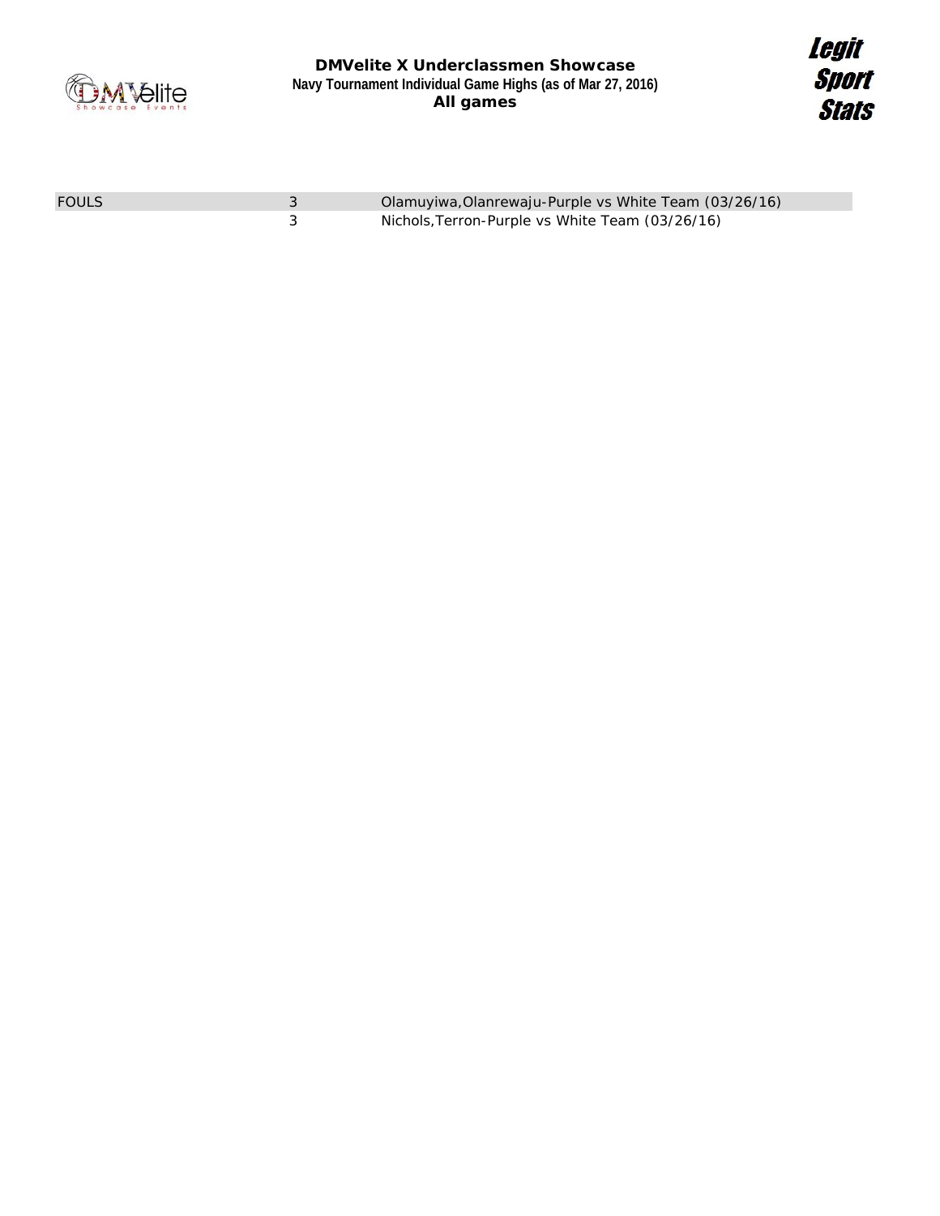| | | |
|---|---|---|
| FOULS | 3 | Olamuyiwa,Olanrewaju-Purple vs White Team (03/26/16) |
| | 3 | Nichols,Terron-Purple vs White Team (03/26/16) |